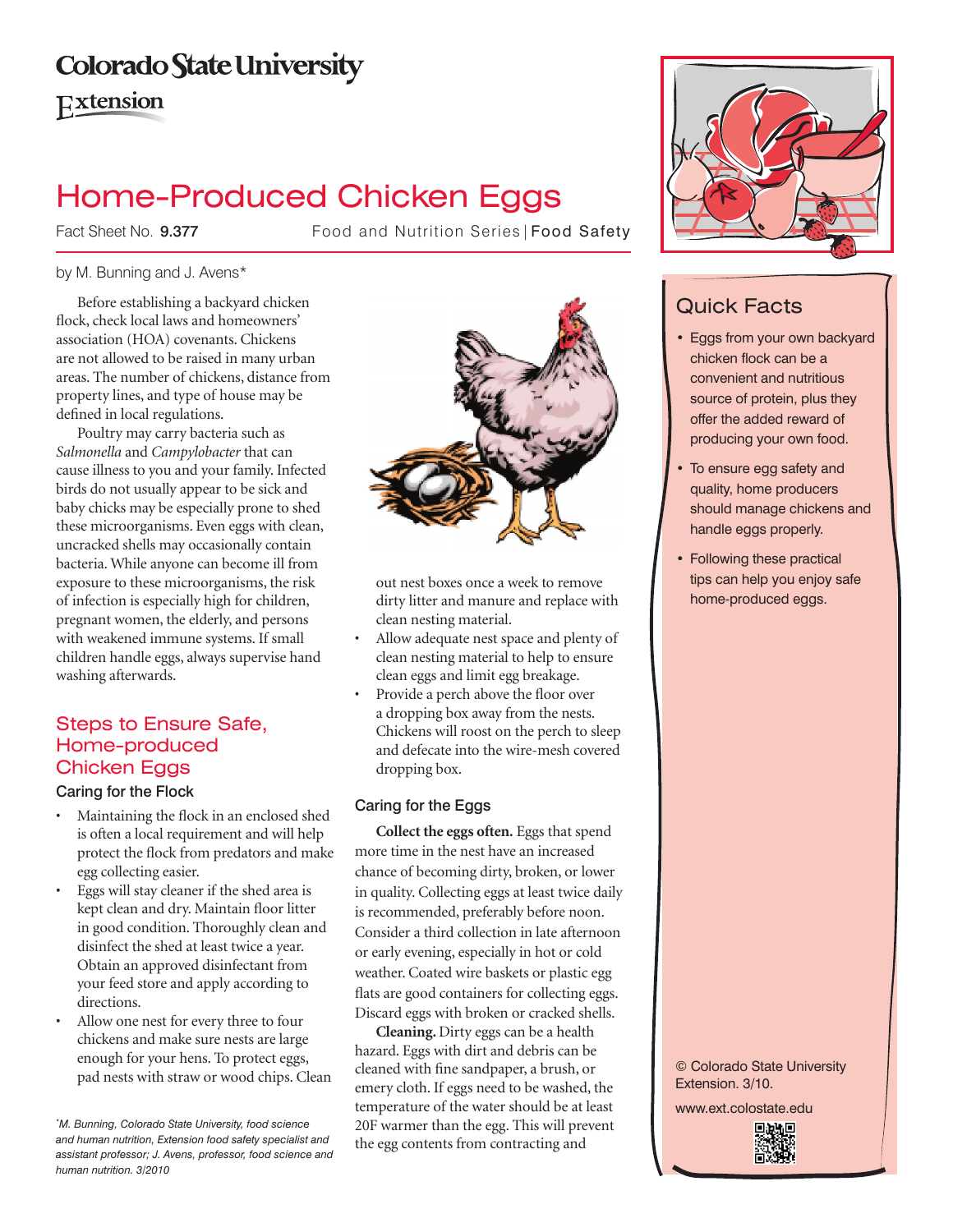Colorado State University
Extension

# Home-Produced Chicken Eggs

Fact Sheet No. **9.377** Food and Nutrition Series | Food Safety

by M. Bunning and J. Avens*

Before establishing a backyard chicken flock, check local laws and homeowners' association (HOA) covenants. Chickens are not allowed to be raised in many urban areas. The number of chickens, distance from property lines, and type of house may be defined in local regulations.

Poultry may carry bacteria such as *Salmonella* and *Campylobacter* that can cause illness to you and your family. Infected birds do not usually appear to be sick and baby chicks may be especially prone to shed these microorganisms. Even eggs with clean, uncracked shells may occasionally contain bacteria. While anyone can become ill from exposure to these microorganisms, the risk of infection is especially high for children, pregnant women, the elderly, and persons with weakened immune systems. If small children handle eggs, always supervise hand washing afterwards.

## Steps to Ensure Safe, Home-produced Chicken Eggs

### Caring for the Flock

- Maintaining the flock in an enclosed shed is often a local requirement and will help protect the flock from predators and make egg collecting easier.
- Eggs will stay cleaner if the shed area is kept clean and dry. Maintain floor litter in good condition. Thoroughly clean and disinfect the shed at least twice a year. Obtain an approved disinfectant from your feed store and apply according to directions.
- Allow one nest for every three to four chickens and make sure nests are large enough for your hens. To protect eggs, pad nests with straw or wood chips. Clean out nest boxes once a week to remove dirty litter and manure and replace with clean nesting material.
- Allow adequate nest space and plenty of clean nesting material to help to ensure clean eggs and limit egg breakage.
- Provide a perch above the floor over a dropping box away from the nests. Chickens will roost on the perch to sleep and defecate into the wire-mesh covered dropping box.

### Caring for the Eggs

**Collect the eggs often.** Eggs that spend more time in the nest have an increased chance of becoming dirty, broken, or lower in quality. Collecting eggs at least twice daily is recommended, preferably before noon. Consider a third collection in late afternoon or early evening, especially in hot or cold weather. Coated wire baskets or plastic egg flats are good containers for collecting eggs. Discard eggs with broken or cracked shells.

**Cleaning.** Dirty eggs can be a health hazard. Eggs with dirt and debris can be cleaned with fine sandpaper, a brush, or emery cloth. If eggs need to be washed, the temperature of the water should be at least 20F warmer than the egg. This will prevent the egg contents from contracting and

*M. Bunning, Colorado State University, food science and human nutrition, Extension food safety specialist and assistant professor; J. Avens, professor, food science and human nutrition. 3/2010*

## Quick Facts

- Eggs from your own backyard chicken flock can be a convenient and nutritious source of protein, plus they offer the added reward of producing your own food.
- To ensure egg safety and quality, home producers should manage chickens and handle eggs properly.
- Following these practical tips can help you enjoy safe home-produced eggs.

© Colorado State University Extension. 3/10.

www.ext.colostate.edu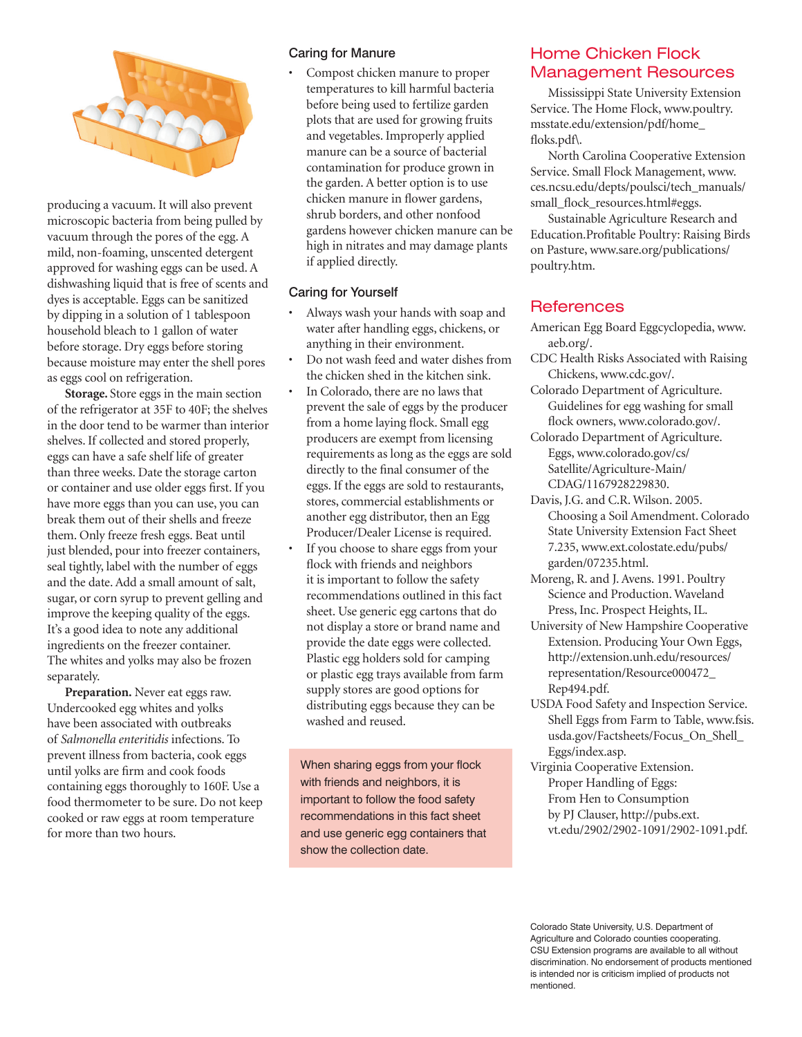producing a vacuum. It will also prevent microscopic bacteria from being pulled by vacuum through the pores of the egg. A mild, non-foaming, unscented detergent approved for washing eggs can be used. A dishwashing liquid that is free of scents and dyes is acceptable. Eggs can be sanitized by dipping in a solution of 1 tablespoon household bleach to 1 gallon of water before storage. Dry eggs before storing because moisture may enter the shell pores as eggs cool on refrigeration.

**Storage.** Store eggs in the main section of the refrigerator at 35F to 40F; the shelves in the door tend to be warmer than interior shelves. If collected and stored properly, eggs can have a safe shelf life of greater than three weeks. Date the storage carton or container and use older eggs first. If you have more eggs than you can use, you can break them out of their shells and freeze them. Only freeze fresh eggs. Beat until just blended, pour into freezer containers, seal tightly, label with the number of eggs and the date. Add a small amount of salt, sugar, or corn syrup to prevent gelling and improve the keeping quality of the eggs. It's a good idea to note any additional ingredients on the freezer container. The whites and yolks may also be frozen separately.

**Preparation.** Never eat eggs raw. Undercooked egg whites and yolks have been associated with outbreaks of *Salmonella enteritidis* infections. To prevent illness from bacteria, cook eggs until yolks are firm and cook foods containing eggs thoroughly to 160F. Use a food thermometer to be sure. Do not keep cooked or raw eggs at room temperature for more than two hours.

### Caring for Manure

- Compost chicken manure to proper temperatures to kill harmful bacteria before being used to fertilize garden plots that are used for growing fruits and vegetables. Improperly applied manure can be a source of bacterial contamination for produce grown in the garden. A better option is to use chicken manure in flower gardens, shrub borders, and other nonfood gardens however chicken manure can be high in nitrates and may damage plants if applied directly.

### Caring for Yourself

- Always wash your hands with soap and water after handling eggs, chickens, or anything in their environment.
- Do not wash feed and water dishes from the chicken shed in the kitchen sink.
- In Colorado, there are no laws that prevent the sale of eggs by the producer from a home laying flock. Small egg producers are exempt from licensing requirements as long as the eggs are sold directly to the final consumer of the eggs. If the eggs are sold to restaurants, stores, commercial establishments or another egg distributor, then an Egg Producer/Dealer License is required.
- If you choose to share eggs from your flock with friends and neighbors it is important to follow the safety recommendations outlined in this fact sheet. Use generic egg cartons that do not display a store or brand name and provide the date eggs were collected. Plastic egg holders sold for camping or plastic egg trays available from farm supply stores are good options for distributing eggs because they can be washed and reused.

When sharing eggs from your flock with friends and neighbors, it is important to follow the food safety recommendations in this fact sheet and use generic egg containers that show the collection date.

## Home Chicken Flock Management Resources

Mississippi State University Extension Service. The Home Flock, www.poultry.msstate.edu/extension/pdf/home_floks.pdf\.

North Carolina Cooperative Extension Service. Small Flock Management, www.ces.ncsu.edu/depts/poulsci/tech_manuals/small_flock_resources.html#eggs.

Sustainable Agriculture Research and Education.Profitable Poultry: Raising Birds on Pasture, www.sare.org/publications/poultry.htm.

## References

American Egg Board Eggcyclopedia, www.aeb.org/.

CDC Health Risks Associated with Raising Chickens, www.cdc.gov/.

Colorado Department of Agriculture. Guidelines for egg washing for small flock owners, www.colorado.gov/.

Colorado Department of Agriculture. Eggs, www.colorado.gov/cs/Satellite/Agriculture-Main/CDAG/1167928229830.

Davis, J.G. and C.R. Wilson. 2005. Choosing a Soil Amendment. Colorado State University Extension Fact Sheet 7.235, www.ext.colostate.edu/pubs/garden/07235.html.

Moreng, R. and J. Avens. 1991. Poultry Science and Production. Waveland Press, Inc. Prospect Heights, IL.

University of New Hampshire Cooperative Extension. Producing Your Own Eggs, http://extension.unh.edu/resources/representation/Resource000472_Rep494.pdf.

USDA Food Safety and Inspection Service. Shell Eggs from Farm to Table, www.fsis.usda.gov/Factsheets/Focus_On_Shell_Eggs/index.asp.

Virginia Cooperative Extension. Proper Handling of Eggs: From Hen to Consumption by PJ Clauser, http://pubs.ext.vt.edu/2902/2902-1091/2902-1091.pdf.

Colorado State University, U.S. Department of Agriculture and Colorado counties cooperating. CSU Extension programs are available to all without discrimination. No endorsement of products mentioned is intended nor is criticism implied of products not mentioned.